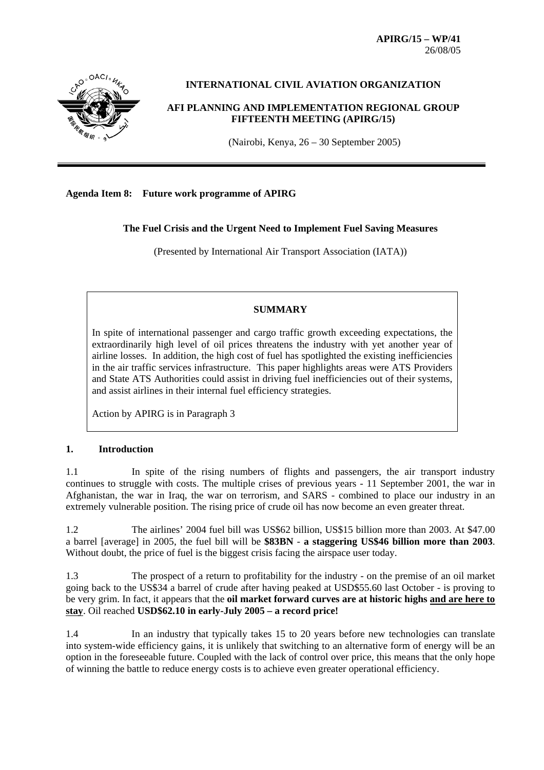**APIRG/15 – WP/41**
26/08/05

**INTERNATIONAL CIVIL AVIATION ORGANIZATION**

**AFI PLANNING AND IMPLEMENTATION REGIONAL GROUP FIFTEENTH MEETING (APIRG/15)**

(Nairobi, Kenya, 26 – 30 September 2005)

**Agenda Item 8: Future work programme of APIRG**

**The Fuel Crisis and the Urgent Need to Implement Fuel Saving Measures**

(Presented by International Air Transport Association (IATA))

**SUMMARY**

In spite of international passenger and cargo traffic growth exceeding expectations, the extraordinarily high level of oil prices threatens the industry with yet another year of airline losses. In addition, the high cost of fuel has spotlighted the existing inefficiencies in the air traffic services infrastructure. This paper highlights areas were ATS Providers and State ATS Authorities could assist in driving fuel inefficiencies out of their systems, and assist airlines in their internal fuel efficiency strategies.

Action by APIRG is in Paragraph 3

## 1. Introduction

1.1 In spite of the rising numbers of flights and passengers, the air transport industry continues to struggle with costs. The multiple crises of previous years - 11 September 2001, the war in Afghanistan, the war in Iraq, the war on terrorism, and SARS - combined to place our industry in an extremely vulnerable position. The rising price of crude oil has now become an even greater threat.

1.2 The airlines' 2004 fuel bill was US$62 billion, US$15 billion more than 2003. At $47.00 a barrel [average] in 2005, the fuel bill will be **$83BN** - **a staggering US$46 billion more than 2003**. Without doubt, the price of fuel is the biggest crisis facing the airspace user today.

1.3 The prospect of a return to profitability for the industry - on the premise of an oil market going back to the US$34 a barrel of crude after having peaked at USD$55.60 last October - is proving to be very grim. In fact, it appears that the **oil market forward curves are at historic highs <u>and are here to stay</u>**. Oil reached **USD$62.10 in early-July 2005 – a record price!**

1.4 In an industry that typically takes 15 to 20 years before new technologies can translate into system-wide efficiency gains, it is unlikely that switching to an alternative form of energy will be an option in the foreseeable future. Coupled with the lack of control over price, this means that the only hope of winning the battle to reduce energy costs is to achieve even greater operational efficiency.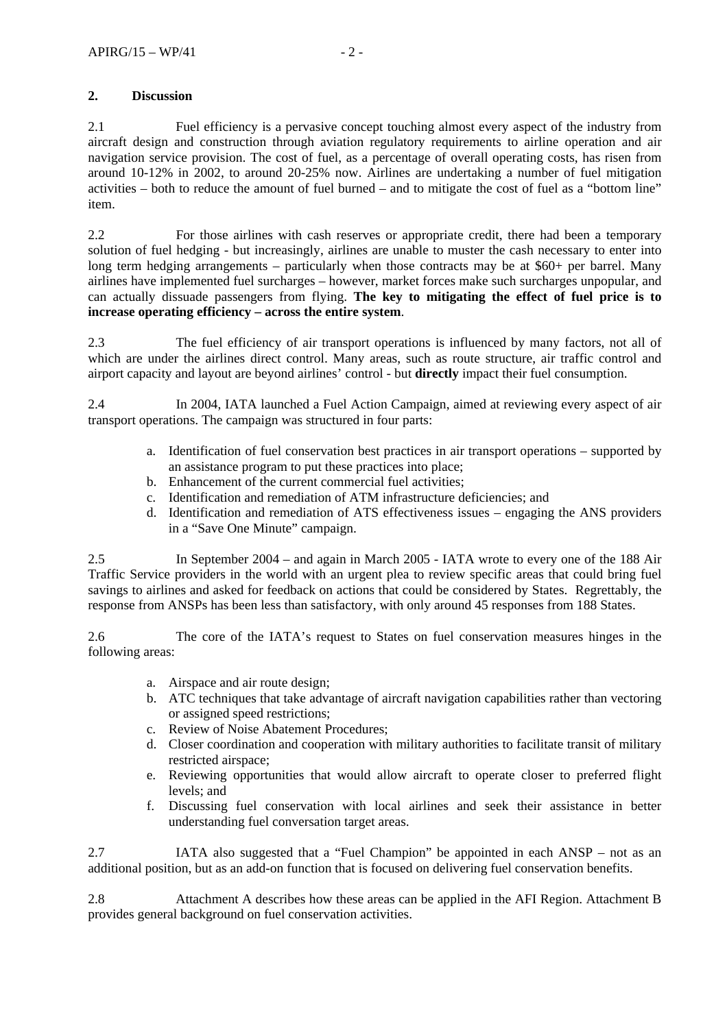## 2. Discussion

2.1 Fuel efficiency is a pervasive concept touching almost every aspect of the industry from aircraft design and construction through aviation regulatory requirements to airline operation and air navigation service provision. The cost of fuel, as a percentage of overall operating costs, has risen from around 10-12% in 2002, to around 20-25% now. Airlines are undertaking a number of fuel mitigation activities – both to reduce the amount of fuel burned – and to mitigate the cost of fuel as a "bottom line" item.

2.2 For those airlines with cash reserves or appropriate credit, there had been a temporary solution of fuel hedging - but increasingly, airlines are unable to muster the cash necessary to enter into long term hedging arrangements – particularly when those contracts may be at $60+ per barrel. Many airlines have implemented fuel surcharges – however, market forces make such surcharges unpopular, and can actually dissuade passengers from flying. **The key to mitigating the effect of fuel price is to increase operating efficiency – across the entire system**.

2.3 The fuel efficiency of air transport operations is influenced by many factors, not all of which are under the airlines direct control. Many areas, such as route structure, air traffic control and airport capacity and layout are beyond airlines' control - but **directly** impact their fuel consumption.

2.4 In 2004, IATA launched a Fuel Action Campaign, aimed at reviewing every aspect of air transport operations. The campaign was structured in four parts:

a. Identification of fuel conservation best practices in air transport operations – supported by an assistance program to put these practices into place;
b. Enhancement of the current commercial fuel activities;
c. Identification and remediation of ATM infrastructure deficiencies; and
d. Identification and remediation of ATS effectiveness issues – engaging the ANS providers in a "Save One Minute" campaign.

2.5 In September 2004 – and again in March 2005 - IATA wrote to every one of the 188 Air Traffic Service providers in the world with an urgent plea to review specific areas that could bring fuel savings to airlines and asked for feedback on actions that could be considered by States. Regrettably, the response from ANSPs has been less than satisfactory, with only around 45 responses from 188 States.

2.6 The core of the IATA's request to States on fuel conservation measures hinges in the following areas:

a. Airspace and air route design;
b. ATC techniques that take advantage of aircraft navigation capabilities rather than vectoring or assigned speed restrictions;
c. Review of Noise Abatement Procedures;
d. Closer coordination and cooperation with military authorities to facilitate transit of military restricted airspace;
e. Reviewing opportunities that would allow aircraft to operate closer to preferred flight levels; and
f. Discussing fuel conservation with local airlines and seek their assistance in better understanding fuel conversation target areas.

2.7 IATA also suggested that a "Fuel Champion" be appointed in each ANSP – not as an additional position, but as an add-on function that is focused on delivering fuel conservation benefits.

2.8 Attachment A describes how these areas can be applied in the AFI Region. Attachment B provides general background on fuel conservation activities.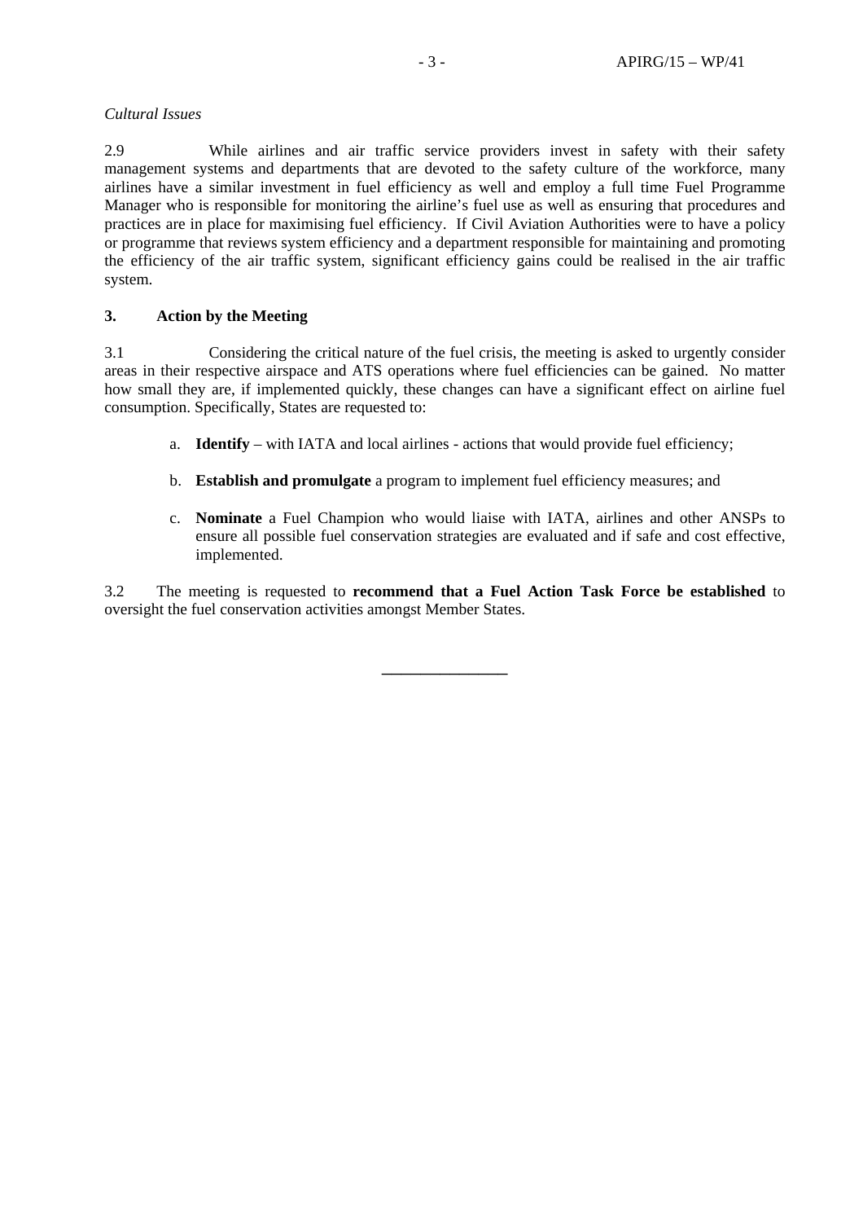*Cultural Issues*

2.9 While airlines and air traffic service providers invest in safety with their safety management systems and departments that are devoted to the safety culture of the workforce, many airlines have a similar investment in fuel efficiency as well and employ a full time Fuel Programme Manager who is responsible for monitoring the airline's fuel use as well as ensuring that procedures and practices are in place for maximising fuel efficiency. If Civil Aviation Authorities were to have a policy or programme that reviews system efficiency and a department responsible for maintaining and promoting the efficiency of the air traffic system, significant efficiency gains could be realised in the air traffic system.

## 3. Action by the Meeting

3.1 Considering the critical nature of the fuel crisis, the meeting is asked to urgently consider areas in their respective airspace and ATS operations where fuel efficiencies can be gained. No matter how small they are, if implemented quickly, these changes can have a significant effect on airline fuel consumption. Specifically, States are requested to:

a. **Identify** – with IATA and local airlines - actions that would provide fuel efficiency;

b. **Establish and promulgate** a program to implement fuel efficiency measures; and

c. **Nominate** a Fuel Champion who would liaise with IATA, airlines and other ANSPs to ensure all possible fuel conservation strategies are evaluated and if safe and cost effective, implemented.

3.2 The meeting is requested to **recommend that a Fuel Action Task Force be established** to oversight the fuel conservation activities amongst Member States.

---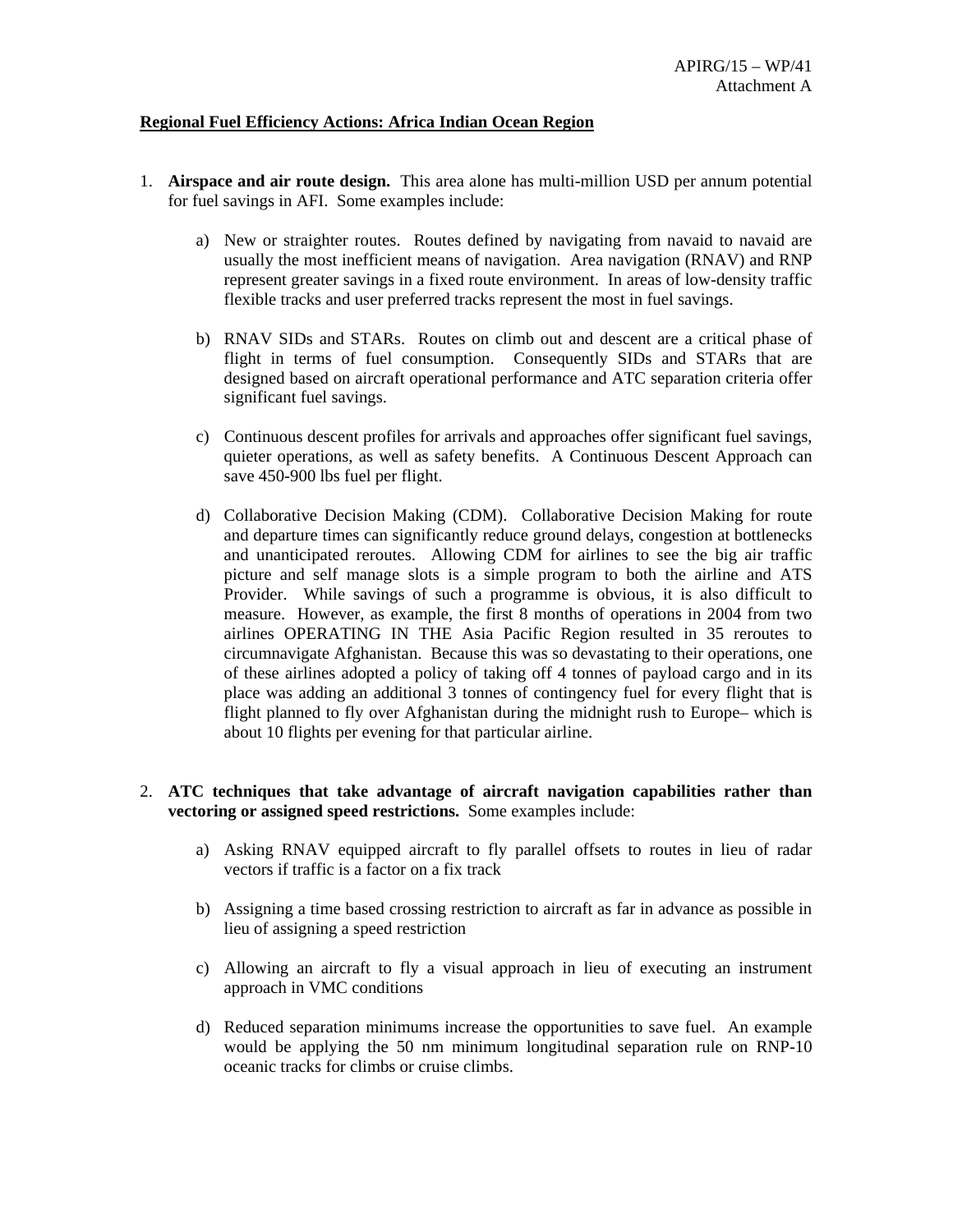APIRG/15 – WP/41
Attachment A

**Regional Fuel Efficiency Actions: Africa Indian Ocean Region**

1. **Airspace and air route design.** This area alone has multi-million USD per annum potential for fuel savings in AFI. Some examples include:

   a) New or straighter routes. Routes defined by navigating from navaid to navaid are usually the most inefficient means of navigation. Area navigation (RNAV) and RNP represent greater savings in a fixed route environment. In areas of low-density traffic flexible tracks and user preferred tracks represent the most in fuel savings.

   b) RNAV SIDs and STARs. Routes on climb out and descent are a critical phase of flight in terms of fuel consumption. Consequently SIDs and STARs that are designed based on aircraft operational performance and ATC separation criteria offer significant fuel savings.

   c) Continuous descent profiles for arrivals and approaches offer significant fuel savings, quieter operations, as well as safety benefits. A Continuous Descent Approach can save 450-900 lbs fuel per flight.

   d) Collaborative Decision Making (CDM). Collaborative Decision Making for route and departure times can significantly reduce ground delays, congestion at bottlenecks and unanticipated reroutes. Allowing CDM for airlines to see the big air traffic picture and self manage slots is a simple program to both the airline and ATS Provider. While savings of such a programme is obvious, it is also difficult to measure. However, as example, the first 8 months of operations in 2004 from two airlines OPERATING IN THE Asia Pacific Region resulted in 35 reroutes to circumnavigate Afghanistan. Because this was so devastating to their operations, one of these airlines adopted a policy of taking off 4 tonnes of payload cargo and in its place was adding an additional 3 tonnes of contingency fuel for every flight that is flight planned to fly over Afghanistan during the midnight rush to Europe– which is about 10 flights per evening for that particular airline.

2. **ATC techniques that take advantage of aircraft navigation capabilities rather than vectoring or assigned speed restrictions.** Some examples include:

   a) Asking RNAV equipped aircraft to fly parallel offsets to routes in lieu of radar vectors if traffic is a factor on a fix track

   b) Assigning a time based crossing restriction to aircraft as far in advance as possible in lieu of assigning a speed restriction

   c) Allowing an aircraft to fly a visual approach in lieu of executing an instrument approach in VMC conditions

   d) Reduced separation minimums increase the opportunities to save fuel. An example would be applying the 50 nm minimum longitudinal separation rule on RNP-10 oceanic tracks for climbs or cruise climbs.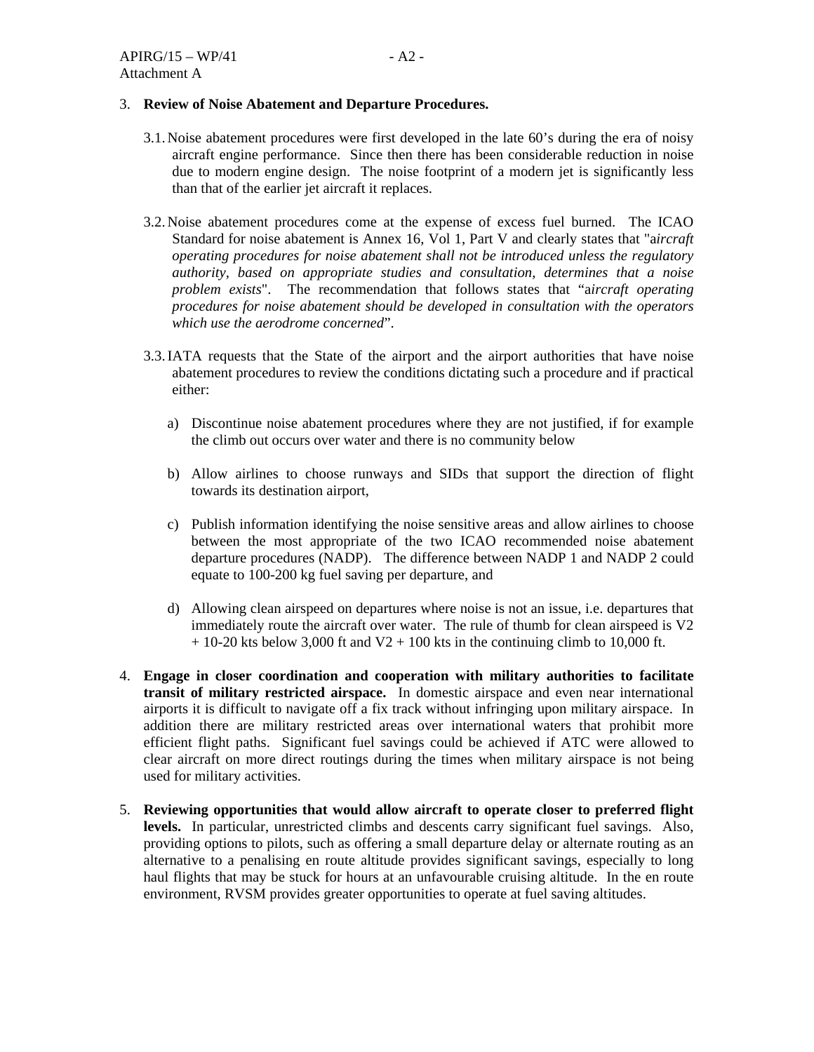3. **Review of Noise Abatement and Departure Procedures.**

   3.1. Noise abatement procedures were first developed in the late 60's during the era of noisy aircraft engine performance. Since then there has been considerable reduction in noise due to modern engine design. The noise footprint of a modern jet is significantly less than that of the earlier jet aircraft it replaces.

   3.2. Noise abatement procedures come at the expense of excess fuel burned. The ICAO Standard for noise abatement is Annex 16, Vol 1, Part V and clearly states that "a*ircraft operating procedures for noise abatement shall not be introduced unless the regulatory authority, based on appropriate studies and consultation, determines that a noise problem exists*". The recommendation that follows states that "a*ircraft operating procedures for noise abatement should be developed in consultation with the operators which use the aerodrome concerned*".

   3.3. IATA requests that the State of the airport and the airport authorities that have noise abatement procedures to review the conditions dictating such a procedure and if practical either:

      a) Discontinue noise abatement procedures where they are not justified, if for example the climb out occurs over water and there is no community below

      b) Allow airlines to choose runways and SIDs that support the direction of flight towards its destination airport,

      c) Publish information identifying the noise sensitive areas and allow airlines to choose between the most appropriate of the two ICAO recommended noise abatement departure procedures (NADP). The difference between NADP 1 and NADP 2 could equate to 100-200 kg fuel saving per departure, and

      d) Allowing clean airspeed on departures where noise is not an issue, i.e. departures that immediately route the aircraft over water. The rule of thumb for clean airspeed is V2 + 10-20 kts below 3,000 ft and V2 + 100 kts in the continuing climb to 10,000 ft.

4. **Engage in closer coordination and cooperation with military authorities to facilitate transit of military restricted airspace.** In domestic airspace and even near international airports it is difficult to navigate off a fix track without infringing upon military airspace. In addition there are military restricted areas over international waters that prohibit more efficient flight paths. Significant fuel savings could be achieved if ATC were allowed to clear aircraft on more direct routings during the times when military airspace is not being used for military activities.

5. **Reviewing opportunities that would allow aircraft to operate closer to preferred flight levels.** In particular, unrestricted climbs and descents carry significant fuel savings. Also, providing options to pilots, such as offering a small departure delay or alternate routing as an alternative to a penalising en route altitude provides significant savings, especially to long haul flights that may be stuck for hours at an unfavourable cruising altitude. In the en route environment, RVSM provides greater opportunities to operate at fuel saving altitudes.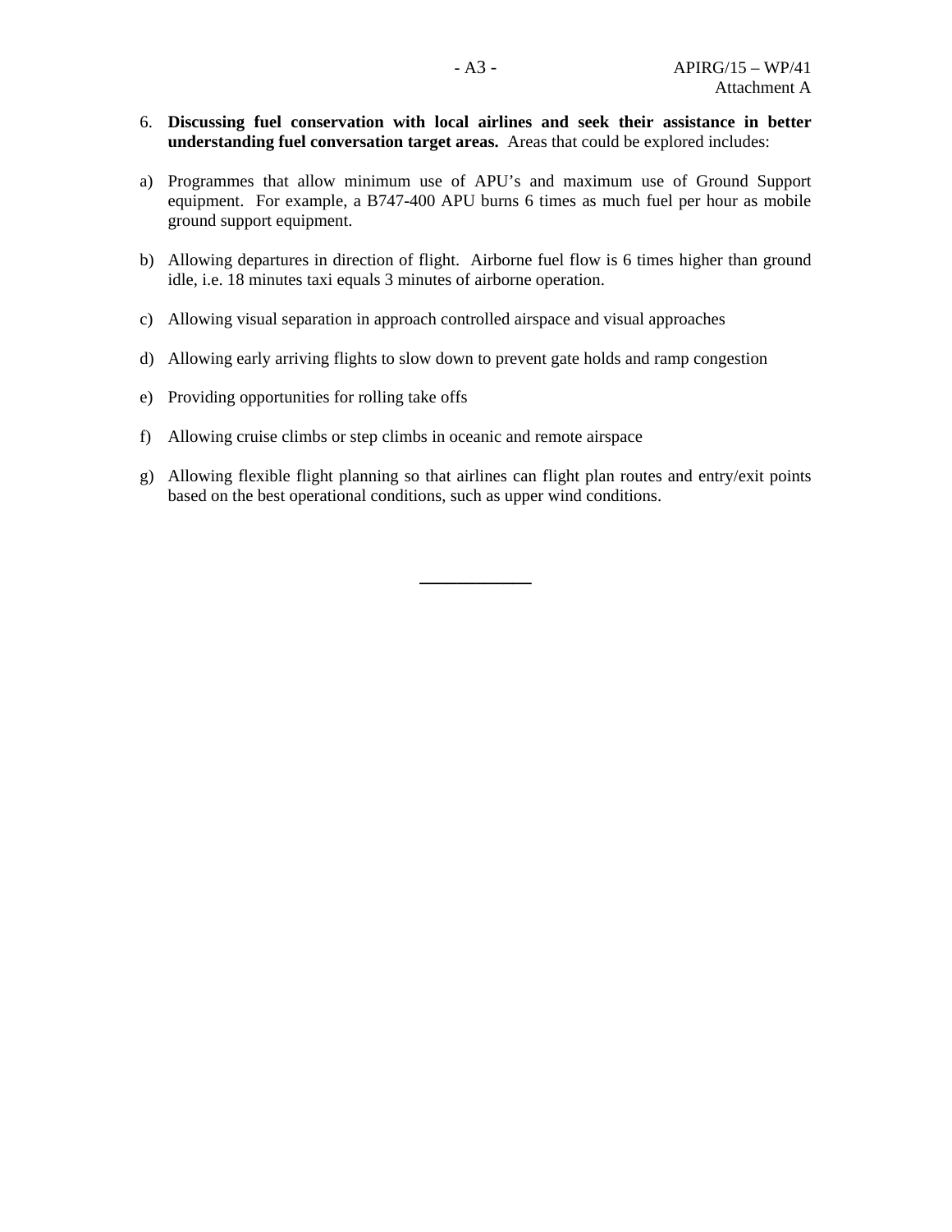6. **Discussing fuel conservation with local airlines and seek their assistance in better understanding fuel conversation target areas.** Areas that could be explored includes:

a) Programmes that allow minimum use of APU's and maximum use of Ground Support equipment. For example, a B747-400 APU burns 6 times as much fuel per hour as mobile ground support equipment.

b) Allowing departures in direction of flight. Airborne fuel flow is 6 times higher than ground idle, i.e. 18 minutes taxi equals 3 minutes of airborne operation.

c) Allowing visual separation in approach controlled airspace and visual approaches

d) Allowing early arriving flights to slow down to prevent gate holds and ramp congestion

e) Providing opportunities for rolling take offs

f) Allowing cruise climbs or step climbs in oceanic and remote airspace

g) Allowing flexible flight planning so that airlines can flight plan routes and entry/exit points based on the best operational conditions, such as upper wind conditions.

————————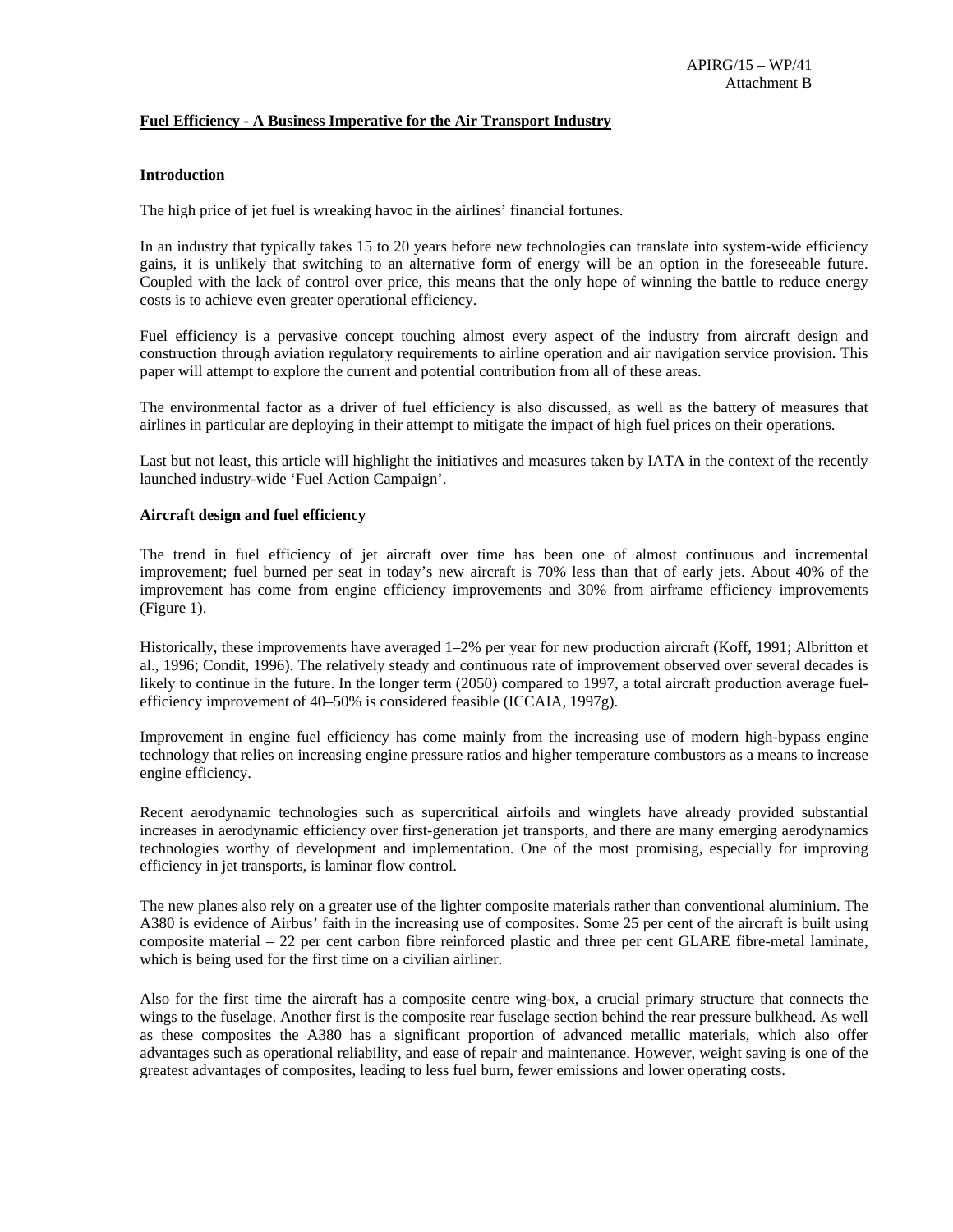**Fuel Efficiency - A Business Imperative for the Air Transport Industry**

**Introduction**

The high price of jet fuel is wreaking havoc in the airlines' financial fortunes.

In an industry that typically takes 15 to 20 years before new technologies can translate into system-wide efficiency gains, it is unlikely that switching to an alternative form of energy will be an option in the foreseeable future. Coupled with the lack of control over price, this means that the only hope of winning the battle to reduce energy costs is to achieve even greater operational efficiency.

Fuel efficiency is a pervasive concept touching almost every aspect of the industry from aircraft design and construction through aviation regulatory requirements to airline operation and air navigation service provision. This paper will attempt to explore the current and potential contribution from all of these areas.

The environmental factor as a driver of fuel efficiency is also discussed, as well as the battery of measures that airlines in particular are deploying in their attempt to mitigate the impact of high fuel prices on their operations.

Last but not least, this article will highlight the initiatives and measures taken by IATA in the context of the recently launched industry-wide 'Fuel Action Campaign'.

**Aircraft design and fuel efficiency**

The trend in fuel efficiency of jet aircraft over time has been one of almost continuous and incremental improvement; fuel burned per seat in today's new aircraft is 70% less than that of early jets. About 40% of the improvement has come from engine efficiency improvements and 30% from airframe efficiency improvements (Figure 1).

Historically, these improvements have averaged 1–2% per year for new production aircraft (Koff, 1991; Albritton et al., 1996; Condit, 1996). The relatively steady and continuous rate of improvement observed over several decades is likely to continue in the future. In the longer term (2050) compared to 1997, a total aircraft production average fuel-efficiency improvement of 40–50% is considered feasible (ICCAIA, 1997g).

Improvement in engine fuel efficiency has come mainly from the increasing use of modern high-bypass engine technology that relies on increasing engine pressure ratios and higher temperature combustors as a means to increase engine efficiency.

Recent aerodynamic technologies such as supercritical airfoils and winglets have already provided substantial increases in aerodynamic efficiency over first-generation jet transports, and there are many emerging aerodynamics technologies worthy of development and implementation. One of the most promising, especially for improving efficiency in jet transports, is laminar flow control.

The new planes also rely on a greater use of the lighter composite materials rather than conventional aluminium. The A380 is evidence of Airbus' faith in the increasing use of composites. Some 25 per cent of the aircraft is built using composite material – 22 per cent carbon fibre reinforced plastic and three per cent GLARE fibre-metal laminate, which is being used for the first time on a civilian airliner.

Also for the first time the aircraft has a composite centre wing-box, a crucial primary structure that connects the wings to the fuselage. Another first is the composite rear fuselage section behind the rear pressure bulkhead. As well as these composites the A380 has a significant proportion of advanced metallic materials, which also offer advantages such as operational reliability, and ease of repair and maintenance. However, weight saving is one of the greatest advantages of composites, leading to less fuel burn, fewer emissions and lower operating costs.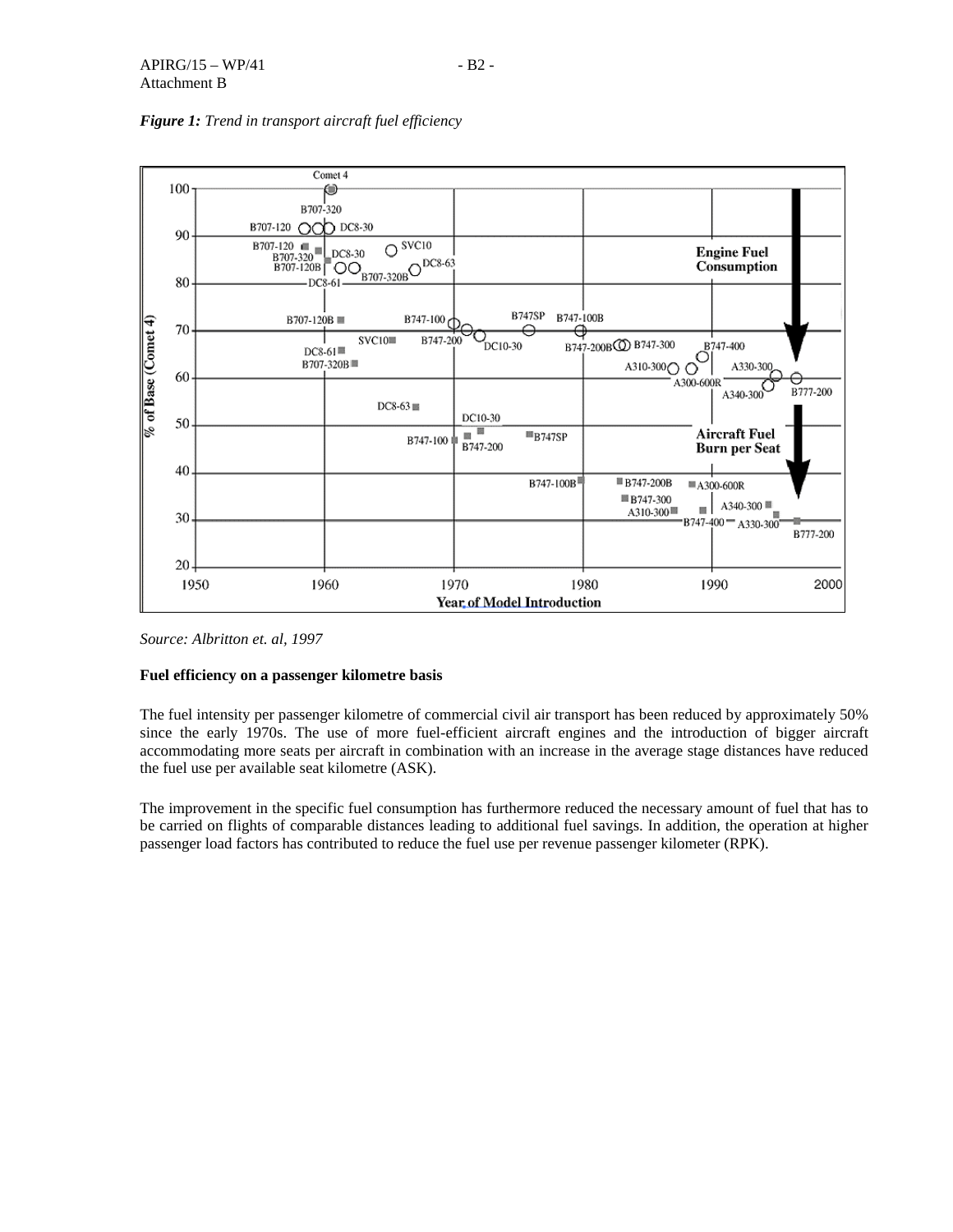***Figure 1:*** *Trend in transport aircraft fuel efficiency*

*Source: Albritton et. al, 1997*

**Fuel efficiency on a passenger kilometre basis**

The fuel intensity per passenger kilometre of commercial civil air transport has been reduced by approximately 50% since the early 1970s. The use of more fuel-efficient aircraft engines and the introduction of bigger aircraft accommodating more seats per aircraft in combination with an increase in the average stage distances have reduced the fuel use per available seat kilometre (ASK).

The improvement in the specific fuel consumption has furthermore reduced the necessary amount of fuel that has to be carried on flights of comparable distances leading to additional fuel savings. In addition, the operation at higher passenger load factors has contributed to reduce the fuel use per revenue passenger kilometer (RPK).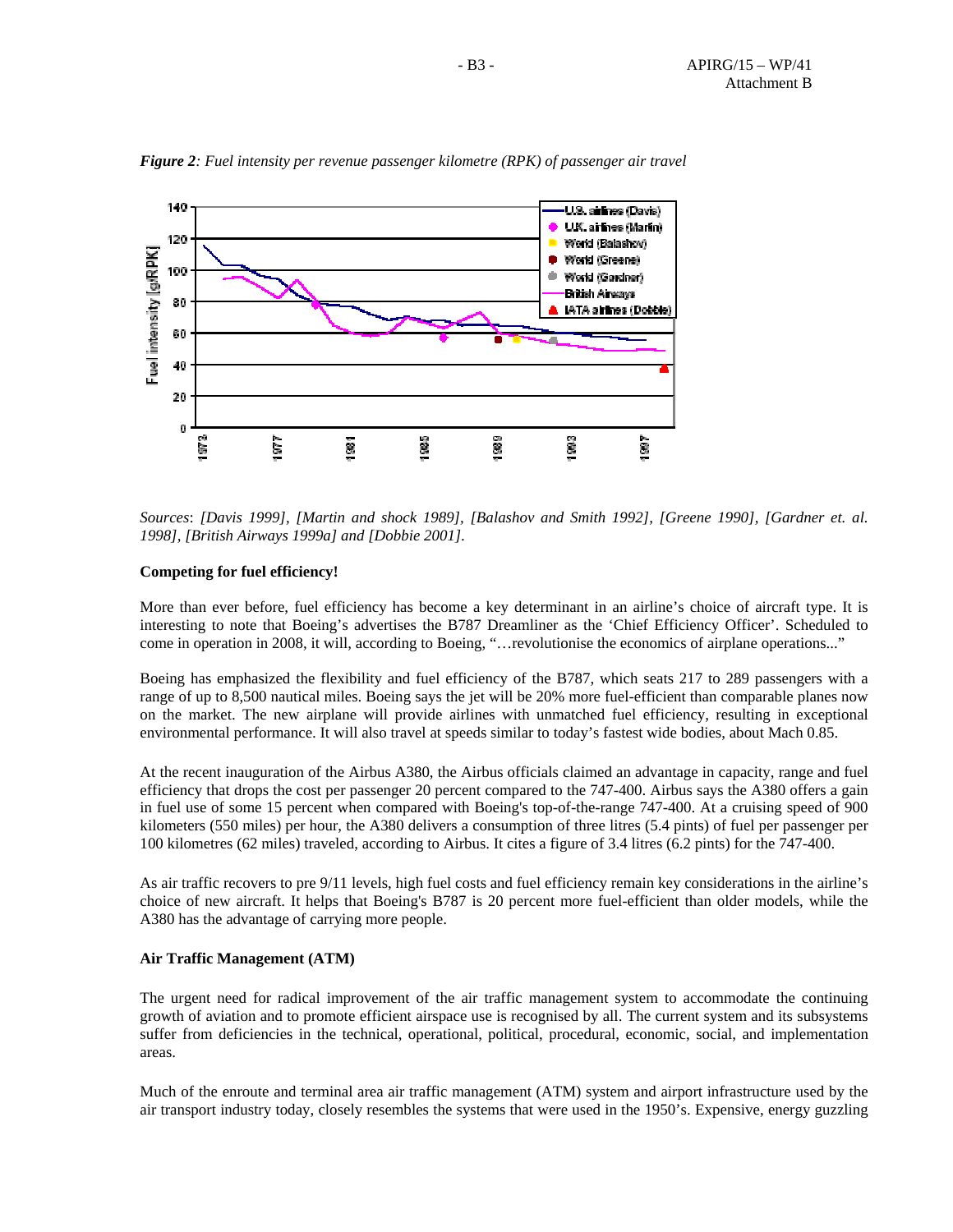*Figure 2: Fuel intensity per revenue passenger kilometre (RPK) of passenger air travel*

*Sources*: *[Davis 1999], [Martin and shock 1989], [Balashov and Smith 1992], [Greene 1990], [Gardner et. al. 1998], [British Airways 1999a] and [Dobbie 2001].*

**Competing for fuel efficiency!**

More than ever before, fuel efficiency has become a key determinant in an airline's choice of aircraft type. It is interesting to note that Boeing's advertises the B787 Dreamliner as the 'Chief Efficiency Officer'. Scheduled to come in operation in 2008, it will, according to Boeing, "…revolutionise the economics of airplane operations..."

Boeing has emphasized the flexibility and fuel efficiency of the B787, which seats 217 to 289 passengers with a range of up to 8,500 nautical miles. Boeing says the jet will be 20% more fuel-efficient than comparable planes now on the market. The new airplane will provide airlines with unmatched fuel efficiency, resulting in exceptional environmental performance. It will also travel at speeds similar to today's fastest wide bodies, about Mach 0.85.

At the recent inauguration of the Airbus A380, the Airbus officials claimed an advantage in capacity, range and fuel efficiency that drops the cost per passenger 20 percent compared to the 747-400. Airbus says the A380 offers a gain in fuel use of some 15 percent when compared with Boeing's top-of-the-range 747-400. At a cruising speed of 900 kilometers (550 miles) per hour, the A380 delivers a consumption of three litres (5.4 pints) of fuel per passenger per 100 kilometres (62 miles) traveled, according to Airbus. It cites a figure of 3.4 litres (6.2 pints) for the 747-400.

As air traffic recovers to pre 9/11 levels, high fuel costs and fuel efficiency remain key considerations in the airline's choice of new aircraft. It helps that Boeing's B787 is 20 percent more fuel-efficient than older models, while the A380 has the advantage of carrying more people.

**Air Traffic Management (ATM)**

The urgent need for radical improvement of the air traffic management system to accommodate the continuing growth of aviation and to promote efficient airspace use is recognised by all. The current system and its subsystems suffer from deficiencies in the technical, operational, political, procedural, economic, social, and implementation areas.

Much of the enroute and terminal area air traffic management (ATM) system and airport infrastructure used by the air transport industry today, closely resembles the systems that were used in the 1950's. Expensive, energy guzzling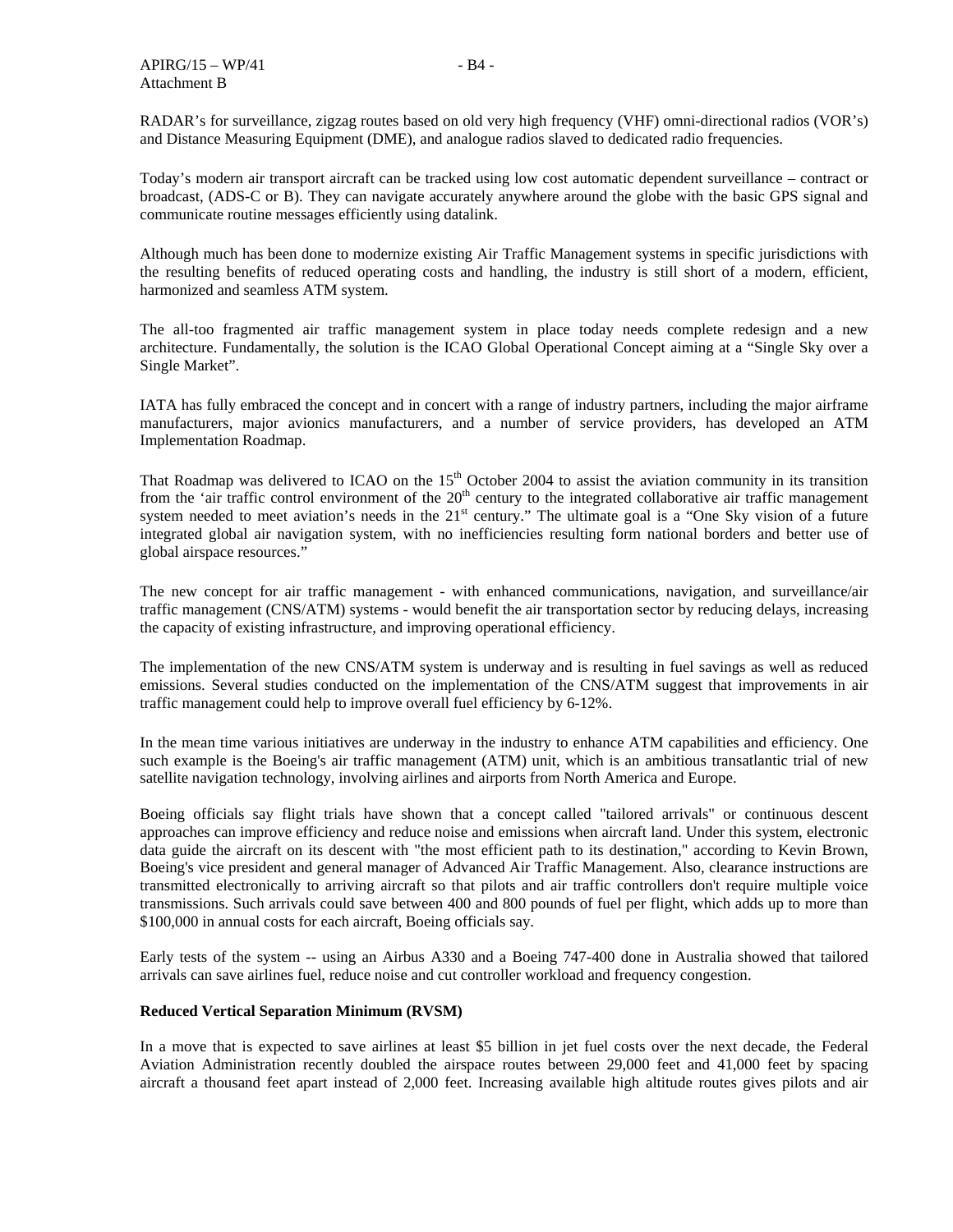RADAR's for surveillance, zigzag routes based on old very high frequency (VHF) omni-directional radios (VOR's) and Distance Measuring Equipment (DME), and analogue radios slaved to dedicated radio frequencies.

Today's modern air transport aircraft can be tracked using low cost automatic dependent surveillance – contract or broadcast, (ADS-C or B). They can navigate accurately anywhere around the globe with the basic GPS signal and communicate routine messages efficiently using datalink.

Although much has been done to modernize existing Air Traffic Management systems in specific jurisdictions with the resulting benefits of reduced operating costs and handling, the industry is still short of a modern, efficient, harmonized and seamless ATM system.

The all-too fragmented air traffic management system in place today needs complete redesign and a new architecture. Fundamentally, the solution is the ICAO Global Operational Concept aiming at a "Single Sky over a Single Market".

IATA has fully embraced the concept and in concert with a range of industry partners, including the major airframe manufacturers, major avionics manufacturers, and a number of service providers, has developed an ATM Implementation Roadmap.

That Roadmap was delivered to ICAO on the 15th October 2004 to assist the aviation community in its transition from the 'air traffic control environment of the 20th century to the integrated collaborative air traffic management system needed to meet aviation's needs in the 21st century." The ultimate goal is a "One Sky vision of a future integrated global air navigation system, with no inefficiencies resulting form national borders and better use of global airspace resources."

The new concept for air traffic management - with enhanced communications, navigation, and surveillance/air traffic management (CNS/ATM) systems - would benefit the air transportation sector by reducing delays, increasing the capacity of existing infrastructure, and improving operational efficiency.

The implementation of the new CNS/ATM system is underway and is resulting in fuel savings as well as reduced emissions. Several studies conducted on the implementation of the CNS/ATM suggest that improvements in air traffic management could help to improve overall fuel efficiency by 6-12%.

In the mean time various initiatives are underway in the industry to enhance ATM capabilities and efficiency. One such example is the Boeing's air traffic management (ATM) unit, which is an ambitious transatlantic trial of new satellite navigation technology, involving airlines and airports from North America and Europe.

Boeing officials say flight trials have shown that a concept called "tailored arrivals" or continuous descent approaches can improve efficiency and reduce noise and emissions when aircraft land. Under this system, electronic data guide the aircraft on its descent with "the most efficient path to its destination," according to Kevin Brown, Boeing's vice president and general manager of Advanced Air Traffic Management. Also, clearance instructions are transmitted electronically to arriving aircraft so that pilots and air traffic controllers don't require multiple voice transmissions. Such arrivals could save between 400 and 800 pounds of fuel per flight, which adds up to more than $100,000 in annual costs for each aircraft, Boeing officials say.

Early tests of the system -- using an Airbus A330 and a Boeing 747-400 done in Australia showed that tailored arrivals can save airlines fuel, reduce noise and cut controller workload and frequency congestion.

**Reduced Vertical Separation Minimum (RVSM)**

In a move that is expected to save airlines at least $5 billion in jet fuel costs over the next decade, the Federal Aviation Administration recently doubled the airspace routes between 29,000 feet and 41,000 feet by spacing aircraft a thousand feet apart instead of 2,000 feet. Increasing available high altitude routes gives pilots and air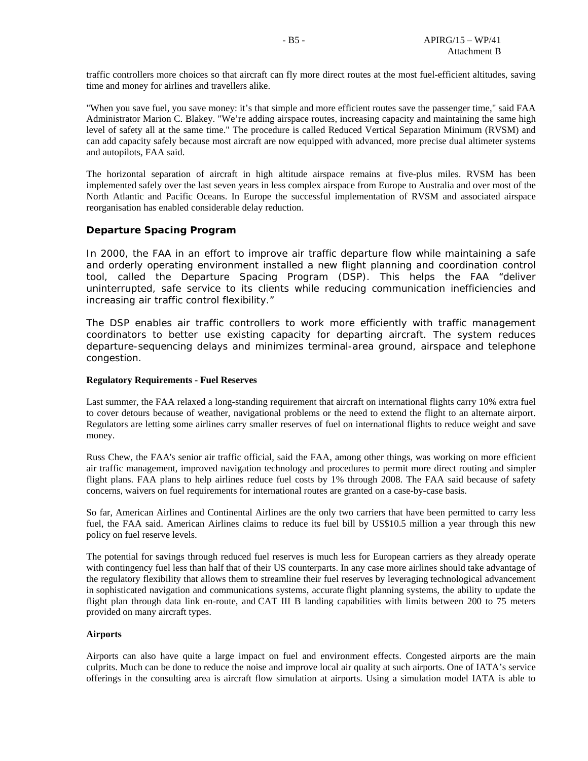traffic controllers more choices so that aircraft can fly more direct routes at the most fuel-efficient altitudes, saving time and money for airlines and travellers alike.

"When you save fuel, you save money: it's that simple and more efficient routes save the passenger time," said FAA Administrator Marion C. Blakey. "We're adding airspace routes, increasing capacity and maintaining the same high level of safety all at the same time." The procedure is called Reduced Vertical Separation Minimum (RVSM) and can add capacity safely because most aircraft are now equipped with advanced, more precise dual altimeter systems and autopilots, FAA said.

The horizontal separation of aircraft in high altitude airspace remains at five-plus miles. RVSM has been implemented safely over the last seven years in less complex airspace from Europe to Australia and over most of the North Atlantic and Pacific Oceans. In Europe the successful implementation of RVSM and associated airspace reorganisation has enabled considerable delay reduction.

### Departure Spacing Program

In 2000, the FAA in an effort to improve air traffic departure flow while maintaining a safe and orderly operating environment installed a new flight planning and coordination control tool, called the Departure Spacing Program (DSP). This helps the FAA "deliver uninterrupted, safe service to its clients while reducing communication inefficiencies and increasing air traffic control flexibility."

The DSP enables air traffic controllers to work more efficiently with traffic management coordinators to better use existing capacity for departing aircraft. The system reduces departure-sequencing delays and minimizes terminal-area ground, airspace and telephone congestion.

#### Regulatory Requirements - Fuel Reserves

Last summer, the FAA relaxed a long-standing requirement that aircraft on international flights carry 10% extra fuel to cover detours because of weather, navigational problems or the need to extend the flight to an alternate airport. Regulators are letting some airlines carry smaller reserves of fuel on international flights to reduce weight and save money.

Russ Chew, the FAA's senior air traffic official, said the FAA, among other things, was working on more efficient air traffic management, improved navigation technology and procedures to permit more direct routing and simpler flight plans. FAA plans to help airlines reduce fuel costs by 1% through 2008. The FAA said because of safety concerns, waivers on fuel requirements for international routes are granted on a case-by-case basis.

So far, American Airlines and Continental Airlines are the only two carriers that have been permitted to carry less fuel, the FAA said. American Airlines claims to reduce its fuel bill by US$10.5 million a year through this new policy on fuel reserve levels.

The potential for savings through reduced fuel reserves is much less for European carriers as they already operate with contingency fuel less than half that of their US counterparts. In any case more airlines should take advantage of the regulatory flexibility that allows them to streamline their fuel reserves by leveraging technological advancement in sophisticated navigation and communications systems, accurate flight planning systems, the ability to update the flight plan through data link en-route, and CAT III B landing capabilities with limits between 200 to 75 meters provided on many aircraft types.

#### Airports

Airports can also have quite a large impact on fuel and environment effects. Congested airports are the main culprits. Much can be done to reduce the noise and improve local air quality at such airports. One of IATA's service offerings in the consulting area is aircraft flow simulation at airports. Using a simulation model IATA is able to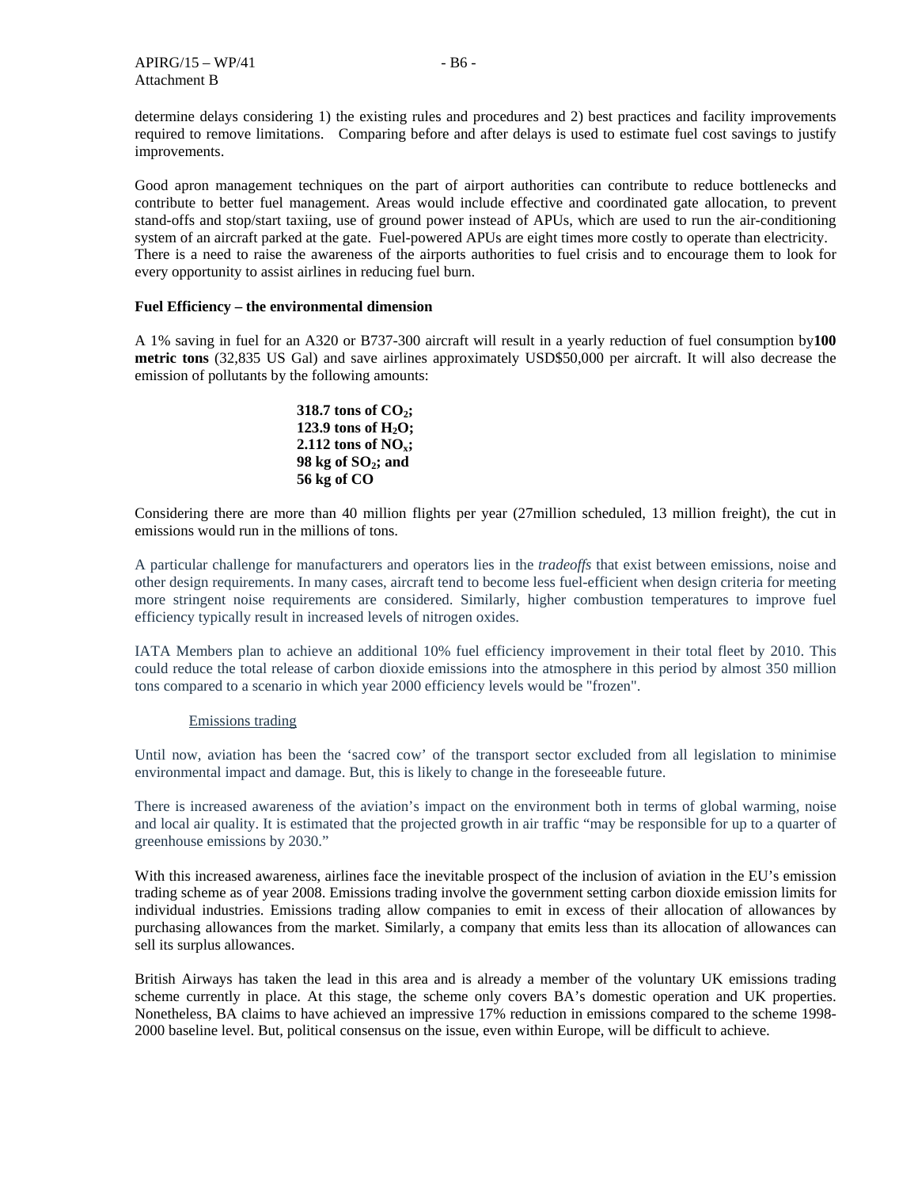determine delays considering 1) the existing rules and procedures and 2) best practices and facility improvements required to remove limitations. Comparing before and after delays is used to estimate fuel cost savings to justify improvements.

Good apron management techniques on the part of airport authorities can contribute to reduce bottlenecks and contribute to better fuel management. Areas would include effective and coordinated gate allocation, to prevent stand-offs and stop/start taxiing, use of ground power instead of APUs, which are used to run the air-conditioning system of an aircraft parked at the gate. Fuel-powered APUs are eight times more costly to operate than electricity. There is a need to raise the awareness of the airports authorities to fuel crisis and to encourage them to look for every opportunity to assist airlines in reducing fuel burn.

**Fuel Efficiency – the environmental dimension**

A 1% saving in fuel for an A320 or B737-300 aircraft will result in a yearly reduction of fuel consumption by**100 metric tons** (32,835 US Gal) and save airlines approximately USD$50,000 per aircraft. It will also decrease the emission of pollutants by the following amounts:

**318.7 tons of $CO_2$;**
**123.9 tons of $H_2O$;**
**2.112 tons of $NO_x$;**
**98 kg of $SO_2$; and**
**56 kg of CO**

Considering there are more than 40 million flights per year (27million scheduled, 13 million freight), the cut in emissions would run in the millions of tons.

A particular challenge for manufacturers and operators lies in the *tradeoffs* that exist between emissions, noise and other design requirements. In many cases, aircraft tend to become less fuel-efficient when design criteria for meeting more stringent noise requirements are considered. Similarly, higher combustion temperatures to improve fuel efficiency typically result in increased levels of nitrogen oxides.

IATA Members plan to achieve an additional 10% fuel efficiency improvement in their total fleet by 2010. This could reduce the total release of carbon dioxide emissions into the atmosphere in this period by almost 350 million tons compared to a scenario in which year 2000 efficiency levels would be "frozen".

Emissions trading

Until now, aviation has been the 'sacred cow' of the transport sector excluded from all legislation to minimise environmental impact and damage. But, this is likely to change in the foreseeable future.

There is increased awareness of the aviation's impact on the environment both in terms of global warming, noise and local air quality. It is estimated that the projected growth in air traffic "may be responsible for up to a quarter of greenhouse emissions by 2030."

With this increased awareness, airlines face the inevitable prospect of the inclusion of aviation in the EU's emission trading scheme as of year 2008. Emissions trading involve the government setting carbon dioxide emission limits for individual industries. Emissions trading allow companies to emit in excess of their allocation of allowances by purchasing allowances from the market. Similarly, a company that emits less than its allocation of allowances can sell its surplus allowances.

British Airways has taken the lead in this area and is already a member of the voluntary UK emissions trading scheme currently in place. At this stage, the scheme only covers BA's domestic operation and UK properties. Nonetheless, BA claims to have achieved an impressive 17% reduction in emissions compared to the scheme 1998-2000 baseline level. But, political consensus on the issue, even within Europe, will be difficult to achieve.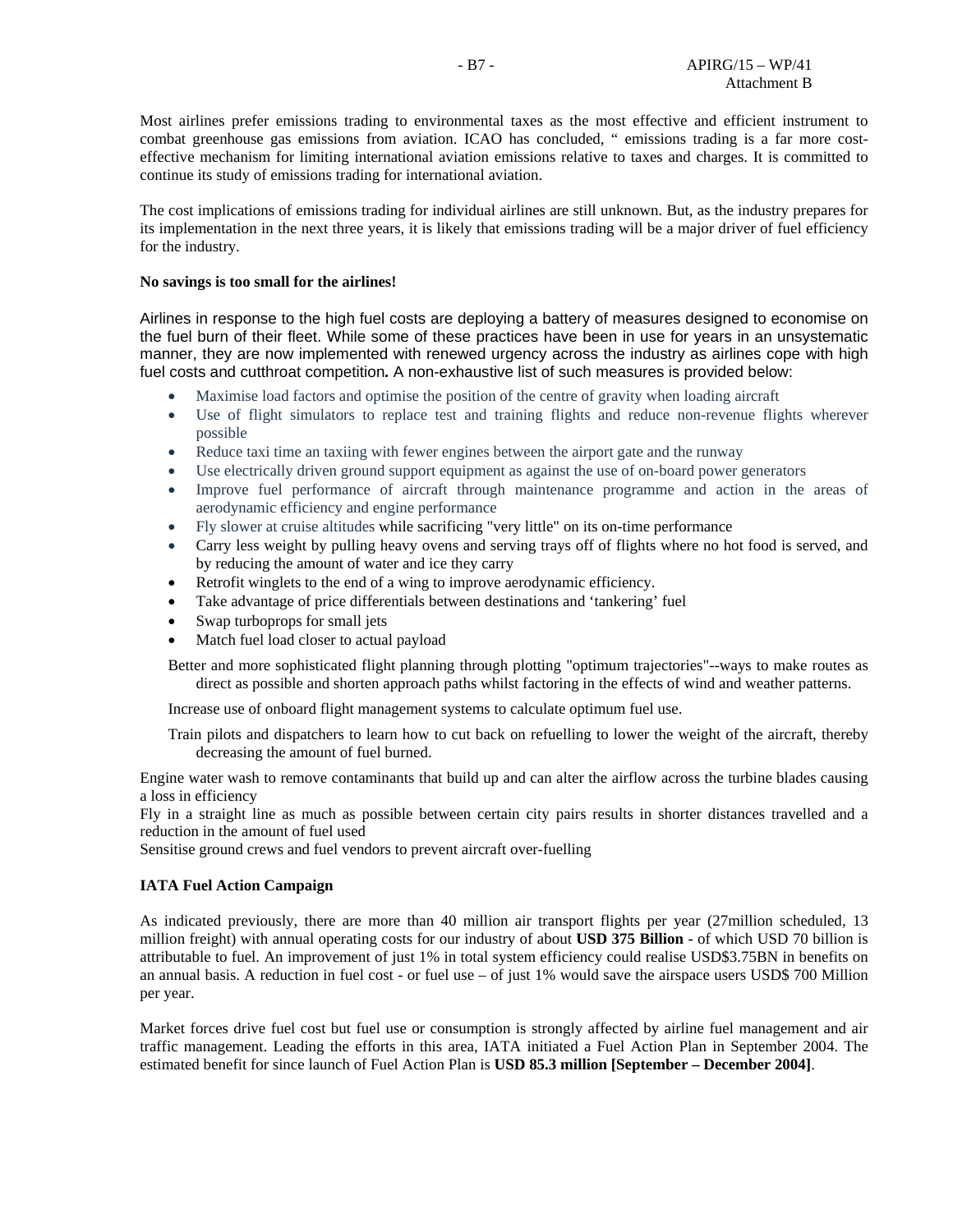Most airlines prefer emissions trading to environmental taxes as the most effective and efficient instrument to combat greenhouse gas emissions from aviation. ICAO has concluded, " emissions trading is a far more cost-effective mechanism for limiting international aviation emissions relative to taxes and charges. It is committed to continue its study of emissions trading for international aviation.

The cost implications of emissions trading for individual airlines are still unknown. But, as the industry prepares for its implementation in the next three years, it is likely that emissions trading will be a major driver of fuel efficiency for the industry.

**No savings is too small for the airlines!**

Airlines in response to the high fuel costs are deploying a battery of measures designed to economise on the fuel burn of their fleet. While some of these practices have been in use for years in an unsystematic manner, they are now implemented with renewed urgency across the industry as airlines cope with high fuel costs and cutthroat competition**.** A non-exhaustive list of such measures is provided below:

- Maximise load factors and optimise the position of the centre of gravity when loading aircraft
- Use of flight simulators to replace test and training flights and reduce non-revenue flights wherever possible
- Reduce taxi time an taxiing with fewer engines between the airport gate and the runway
- Use electrically driven ground support equipment as against the use of on-board power generators
- Improve fuel performance of aircraft through maintenance programme and action in the areas of aerodynamic efficiency and engine performance
- Fly slower at cruise altitudes while sacrificing "very little" on its on-time performance
- Carry less weight by pulling heavy ovens and serving trays off of flights where no hot food is served, and by reducing the amount of water and ice they carry
- Retrofit winglets to the end of a wing to improve aerodynamic efficiency.
- Take advantage of price differentials between destinations and 'tankering' fuel
- Swap turboprops for small jets
- Match fuel load closer to actual payload

Better and more sophisticated flight planning through plotting "optimum trajectories"--ways to make routes as direct as possible and shorten approach paths whilst factoring in the effects of wind and weather patterns.

Increase use of onboard flight management systems to calculate optimum fuel use.

Train pilots and dispatchers to learn how to cut back on refuelling to lower the weight of the aircraft, thereby decreasing the amount of fuel burned.

Engine water wash to remove contaminants that build up and can alter the airflow across the turbine blades causing a loss in efficiency
Fly in a straight line as much as possible between certain city pairs results in shorter distances travelled and a reduction in the amount of fuel used
Sensitise ground crews and fuel vendors to prevent aircraft over-fuelling

**IATA Fuel Action Campaign**

As indicated previously, there are more than 40 million air transport flights per year (27million scheduled, 13 million freight) with annual operating costs for our industry of about **USD 375 Billion** - of which USD 70 billion is attributable to fuel. An improvement of just 1% in total system efficiency could realise USD$3.75BN in benefits on an annual basis. A reduction in fuel cost - or fuel use – of just 1% would save the airspace users USD$ 700 Million per year.

Market forces drive fuel cost but fuel use or consumption is strongly affected by airline fuel management and air traffic management. Leading the efforts in this area, IATA initiated a Fuel Action Plan in September 2004. The estimated benefit for since launch of Fuel Action Plan is **USD 85.3 million [September – December 2004]**.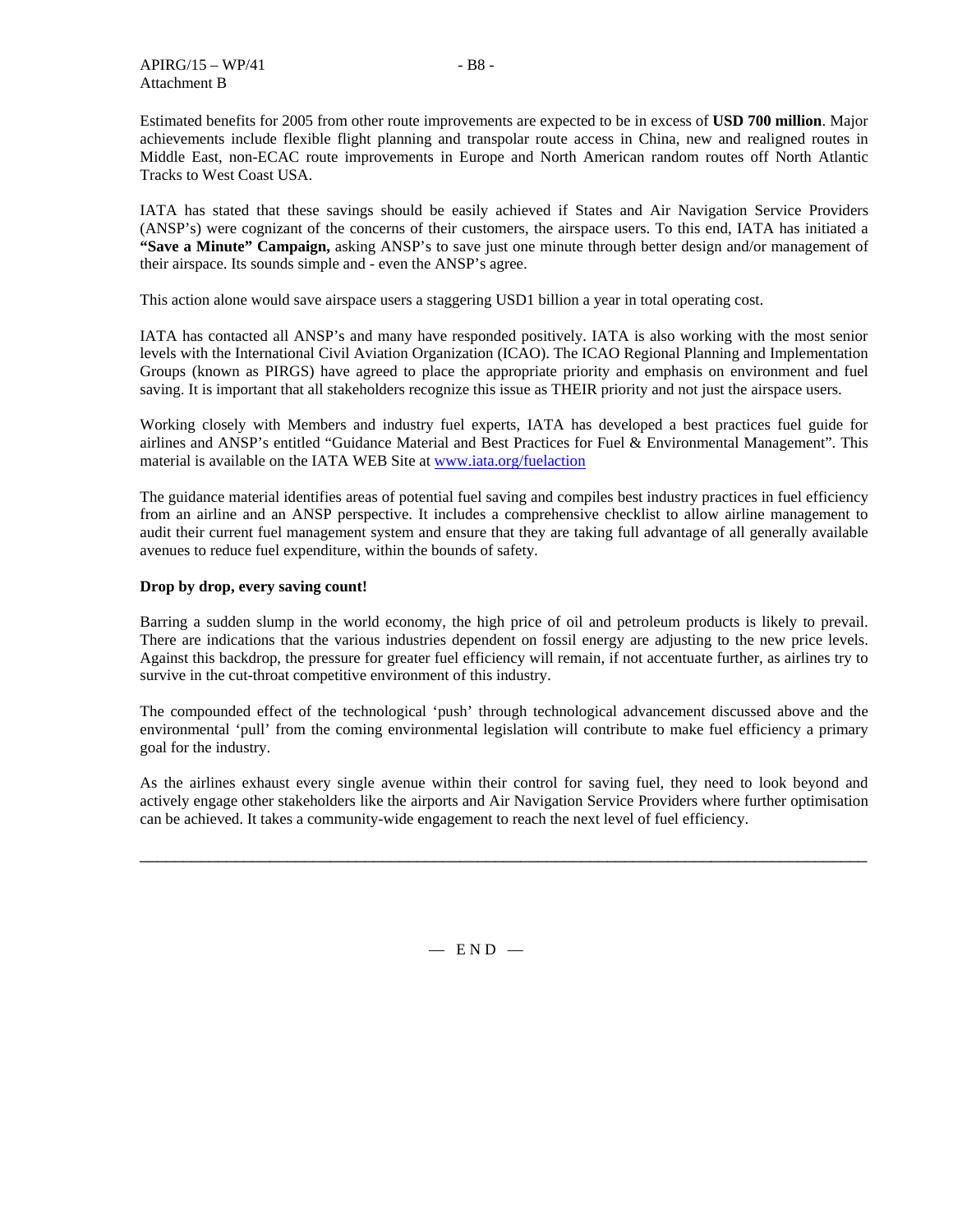Estimated benefits for 2005 from other route improvements are expected to be in excess of **USD 700 million**. Major achievements include flexible flight planning and transpolar route access in China, new and realigned routes in Middle East, non-ECAC route improvements in Europe and North American random routes off North Atlantic Tracks to West Coast USA.

IATA has stated that these savings should be easily achieved if States and Air Navigation Service Providers (ANSP's) were cognizant of the concerns of their customers, the airspace users. To this end, IATA has initiated a **"Save a Minute" Campaign,** asking ANSP's to save just one minute through better design and/or management of their airspace. Its sounds simple and - even the ANSP's agree.

This action alone would save airspace users a staggering USD1 billion a year in total operating cost.

IATA has contacted all ANSP's and many have responded positively. IATA is also working with the most senior levels with the International Civil Aviation Organization (ICAO). The ICAO Regional Planning and Implementation Groups (known as PIRGS) have agreed to place the appropriate priority and emphasis on environment and fuel saving. It is important that all stakeholders recognize this issue as THEIR priority and not just the airspace users.

Working closely with Members and industry fuel experts, IATA has developed a best practices fuel guide for airlines and ANSP's entitled "Guidance Material and Best Practices for Fuel & Environmental Management". This material is available on the IATA WEB Site at www.iata.org/fuelaction

The guidance material identifies areas of potential fuel saving and compiles best industry practices in fuel efficiency from an airline and an ANSP perspective. It includes a comprehensive checklist to allow airline management to audit their current fuel management system and ensure that they are taking full advantage of all generally available avenues to reduce fuel expenditure, within the bounds of safety.

**Drop by drop, every saving count!**

Barring a sudden slump in the world economy, the high price of oil and petroleum products is likely to prevail. There are indications that the various industries dependent on fossil energy are adjusting to the new price levels. Against this backdrop, the pressure for greater fuel efficiency will remain, if not accentuate further, as airlines try to survive in the cut-throat competitive environment of this industry.

The compounded effect of the technological 'push' through technological advancement discussed above and the environmental 'pull' from the coming environmental legislation will contribute to make fuel efficiency a primary goal for the industry.

As the airlines exhaust every single avenue within their control for saving fuel, they need to look beyond and actively engage other stakeholders like the airports and Air Navigation Service Providers where further optimisation can be achieved. It takes a community-wide engagement to reach the next level of fuel efficiency.

---

— END —